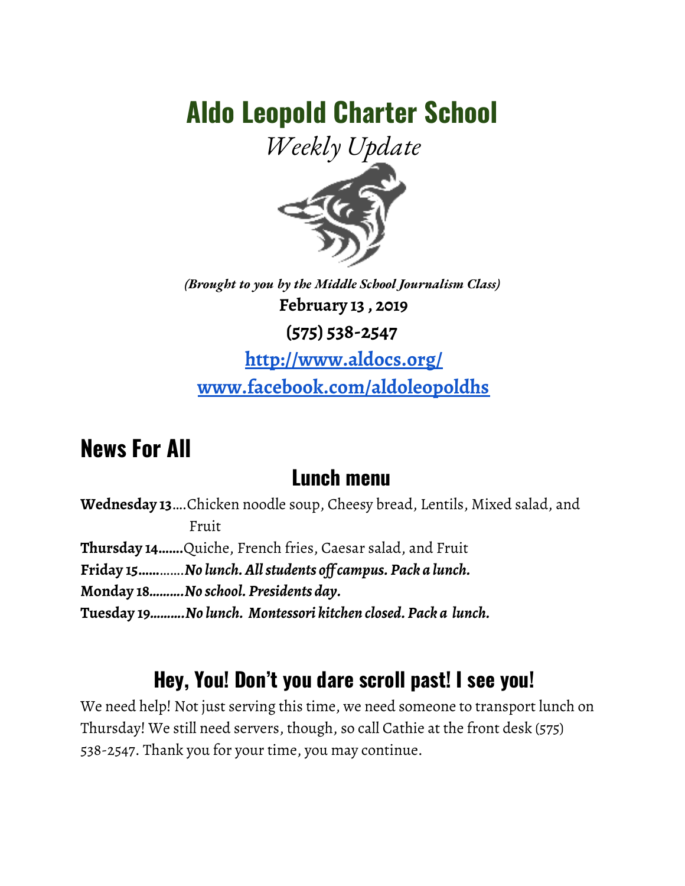# Aldo Leopold Charter School

*Weekly Update*

*(Brought to you by the Middle School Journalism Class)*

**February 13 , 2019**

**(575) 538-2547**

**[http://www.aldocs.org/](http://www.aldocs.org/)**

**[www.facebook.com/aldoleopoldhs](http://www.facebook.com/aldoleopoldhs)**

## News For All

### Lunch menu

**Wednesday 13**....Chicken noodle soup, Cheesy bread, Lentils, Mixed salad, and Fruit

**Thursday 14.......**Quiche, French fries, Caesar salad, and Fruit

**Friday 15**.............***No lunch. All students off campus. Pack a lunch.***

**Monday 18..........*No school. Presidents day.***

**Tuesday 19..........*No lunch. Montessori kitchen closed. Pack a lunch.***

### Hey, You! Don't you dare scroll past! I see you!

We need help! Not just serving this time, we need someone to transport lunch on Thursday! We still need servers, though, so call Cathie at the front desk (575) 538-2547. Thank you for your time, you may continue.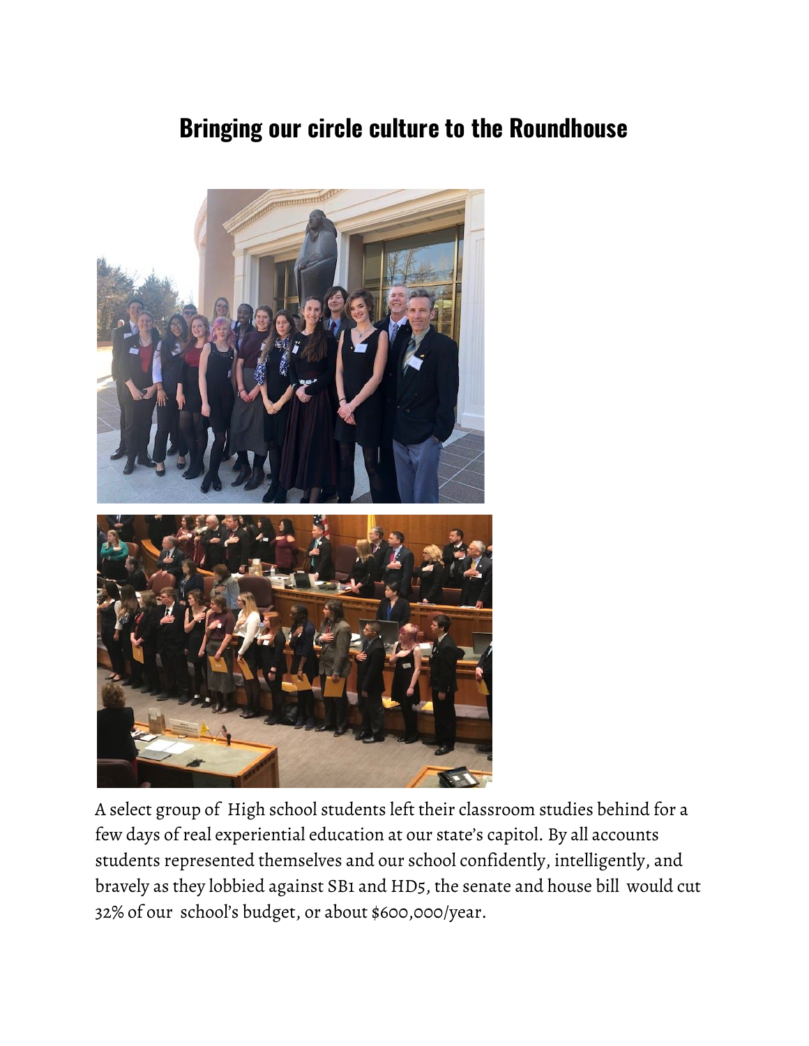## Bringing our circle culture to the Roundhouse

A select group of High school students left their classroom studies behind for a few days of real experiential education at our state's capitol. By all accounts students represented themselves and our school confidently, intelligently, and bravely as they lobbied against SB1 and HD5, the senate and house bill would cut 32% of our school's budget, or about $600,000/year.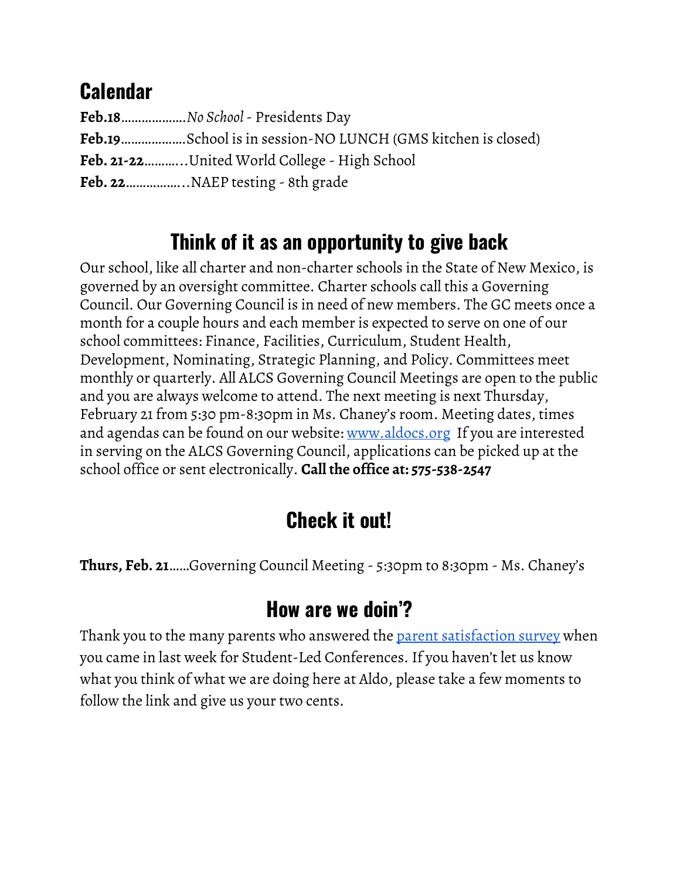## Calendar

**Feb.18**………………*No School* - Presidents Day
**Feb.19**………………School is in session-NO LUNCH (GMS kitchen is closed)
**Feb. 21-22**………..United World College - High School
**Feb. 22**……………..NAEP testing - 8th grade

## Think of it as an opportunity to give back

Our school, like all charter and non-charter schools in the State of New Mexico, is governed by an oversight committee. Charter schools call this a Governing Council. Our Governing Council is in need of new members. The GC meets once a month for a couple hours and each member is expected to serve on one of our school committees: Finance, Facilities, Curriculum, Student Health, Development, Nominating, Strategic Planning, and Policy. Committees meet monthly or quarterly. All ALCS Governing Council Meetings are open to the public and you are always welcome to attend. The next meeting is next Thursday, February 21 from 5:30 pm-8:30pm in Ms. Chaney's room. Meeting dates, times and agendas can be found on our website: [www.aldocs.org](http://www.aldocs.org) If you are interested in serving on the ALCS Governing Council, applications can be picked up at the school office or sent electronically. **Call the office at: 575-538-2547**

## Check it out!

**Thurs, Feb. 21**……Governing Council Meeting - 5:30pm to 8:30pm - Ms. Chaney's

## How are we doin'?

Thank you to the many parents who answered the parent satisfaction survey when you came in last week for Student-Led Conferences. If you haven't let us know what you think of what we are doing here at Aldo, please take a few moments to follow the link and give us your two cents.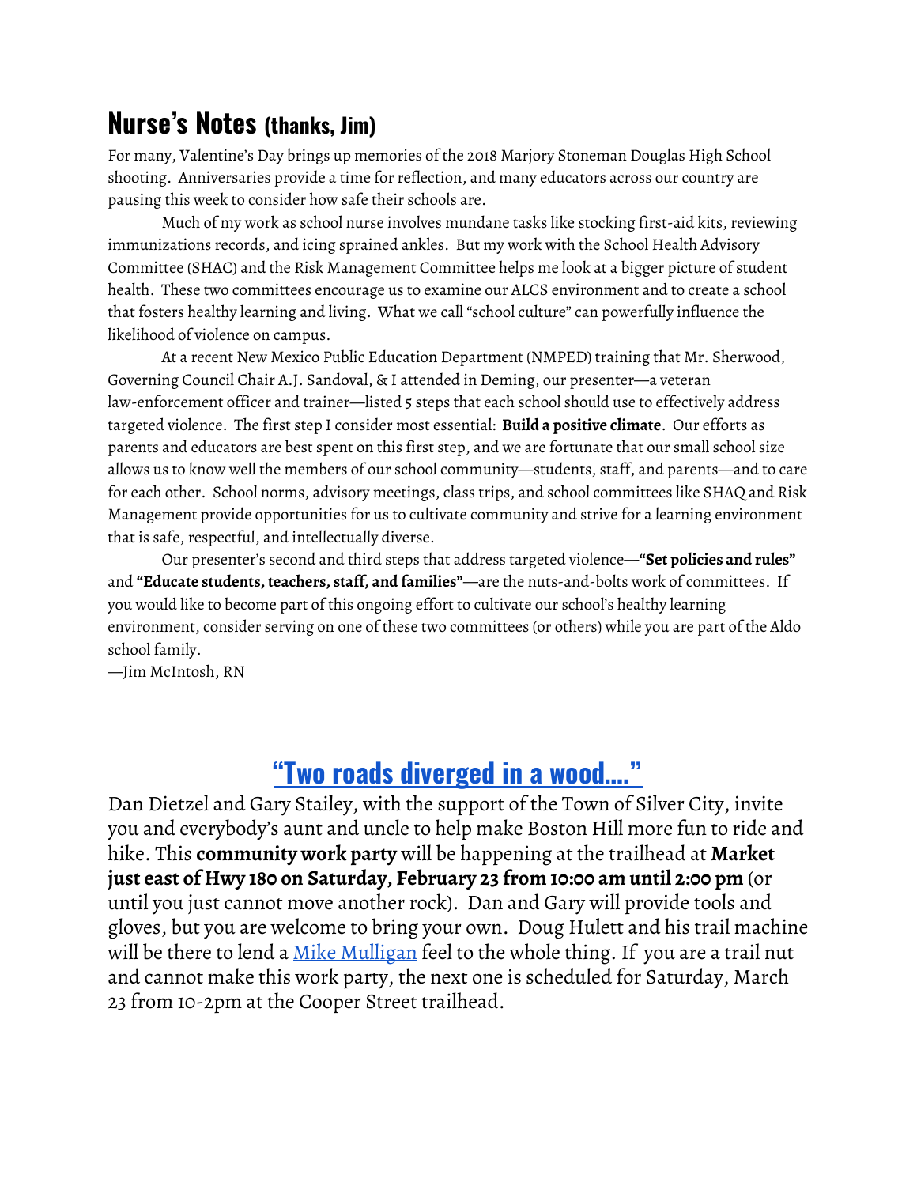## Nurse's Notes (thanks, Jim)

For many, Valentine's Day brings up memories of the 2018 Marjory Stoneman Douglas High School shooting. Anniversaries provide a time for reflection, and many educators across our country are pausing this week to consider how safe their schools are.

Much of my work as school nurse involves mundane tasks like stocking first-aid kits, reviewing immunizations records, and icing sprained ankles. But my work with the School Health Advisory Committee (SHAC) and the Risk Management Committee helps me look at a bigger picture of student health. These two committees encourage us to examine our ALCS environment and to create a school that fosters healthy learning and living. What we call "school culture" can powerfully influence the likelihood of violence on campus.

At a recent New Mexico Public Education Department (NMPED) training that Mr. Sherwood, Governing Council Chair A.J. Sandoval, & I attended in Deming, our presenter—a veteran law-enforcement officer and trainer—listed 5 steps that each school should use to effectively address targeted violence. The first step I consider most essential: **Build a positive climate**. Our efforts as parents and educators are best spent on this first step, and we are fortunate that our small school size allows us to know well the members of our school community—students, staff, and parents—and to care for each other. School norms, advisory meetings, class trips, and school committees like SHAQ and Risk Management provide opportunities for us to cultivate community and strive for a learning environment that is safe, respectful, and intellectually diverse.

Our presenter's second and third steps that address targeted violence—**"Set policies and rules"** and **"Educate students, teachers, staff, and families"**—are the nuts-and-bolts work of committees. If you would like to become part of this ongoing effort to cultivate our school's healthy learning environment, consider serving on one of these two committees (or others) while you are part of the Aldo school family.

—Jim McIntosh, RN

## "Two roads diverged in a wood…."

Dan Dietzel and Gary Stailey, with the support of the Town of Silver City, invite you and everybody's aunt and uncle to help make Boston Hill more fun to ride and hike. This **community work party** will be happening at the trailhead at **Market just east of Hwy 180 on Saturday, February 23 from 10:00 am until 2:00 pm** (or until you just cannot move another rock). Dan and Gary will provide tools and gloves, but you are welcome to bring your own. Doug Hulett and his trail machine will be there to lend a Mike Mulligan feel to the whole thing. If you are a trail nut and cannot make this work party, the next one is scheduled for Saturday, March 23 from 10-2pm at the Cooper Street trailhead.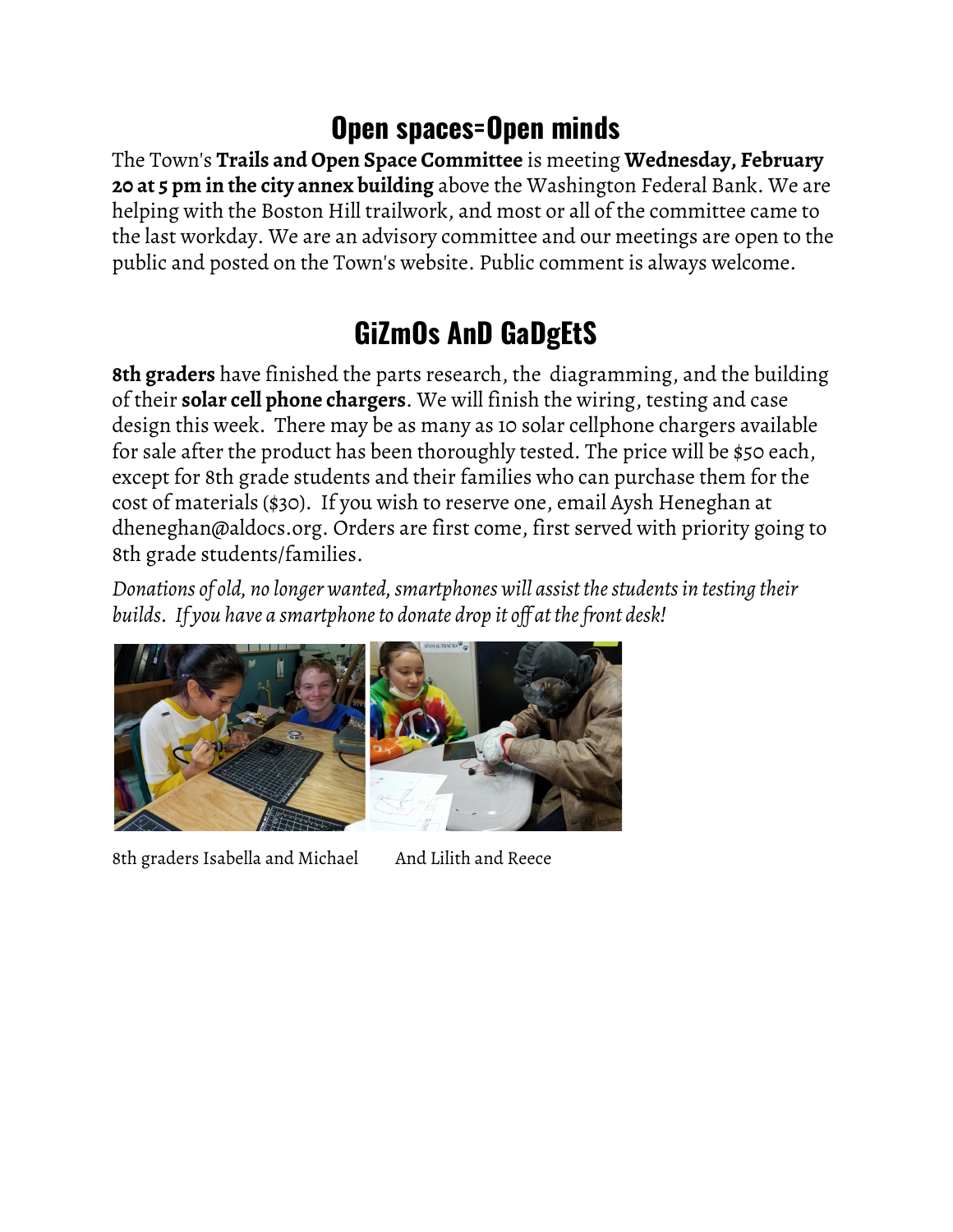## Open spaces=Open minds

The Town's **Trails and Open Space Committee** is meeting **Wednesday, February 20 at 5 pm in the city annex building** above the Washington Federal Bank. We are helping with the Boston Hill trailwork, and most or all of the committee came to the last workday. We are an advisory committee and our meetings are open to the public and posted on the Town's website. Public comment is always welcome.

## GiZmOs AnD GaDgEtS

**8th graders** have finished the parts research, the diagramming, and the building of their **solar cell phone chargers**. We will finish the wiring, testing and case design this week. There may be as many as 10 solar cellphone chargers available for sale after the product has been thoroughly tested. The price will be $50 each, except for 8th grade students and their families who can purchase them for the cost of materials ($30). If you wish to reserve one, email Aysh Heneghan at dheneghan@aldocs.org. Orders are first come, first served with priority going to 8th grade students/families.

*Donations of old, no longer wanted, smartphones will assist the students in testing their builds. If you have a smartphone to donate drop it off at the front desk!*

8th graders Isabella and Michael And Lilith and Reece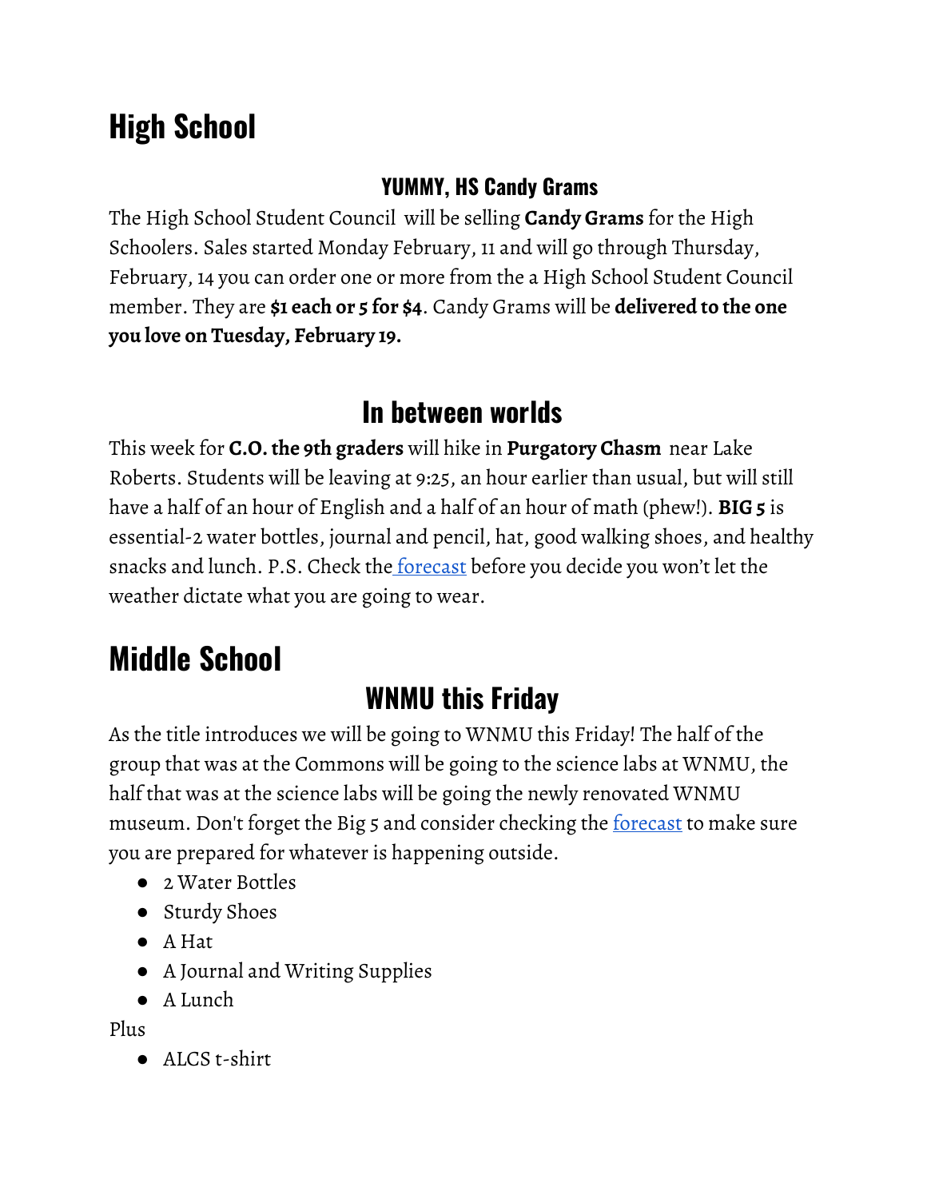# High School

### YUMMY, HS Candy Grams

The High School Student Council  will be selling **Candy Grams** for the High Schoolers. Sales started Monday February, 11 and will go through Thursday, February, 14 you can order one or more from the a High School Student Council member. They are **$1 each or 5 for $4**. Candy Grams will be **delivered to the one you love on Tuesday, February 19.**

## In between worlds

This week for **C.O. the 9th graders** will hike in **Purgatory Chasm**  near Lake Roberts. Students will be leaving at 9:25, an hour earlier than usual, but will still have a half of an hour of English and a half of an hour of math (phew!). **BIG 5** is essential-2 water bottles, journal and pencil, hat, good walking shoes, and healthy snacks and lunch. P.S. Check the [forecast]() before you decide you won't let the weather dictate what you are going to wear.

# Middle School

## WNMU this Friday

As the title introduces we will be going to WNMU this Friday! The half of the group that was at the Commons will be going to the science labs at WNMU, the half that was at the science labs will be going the newly renovated WNMU museum. Don't forget the Big 5 and consider checking the [forecast]() to make sure you are prepared for whatever is happening outside.

- 2 Water Bottles
- Sturdy Shoes
- A Hat
- A Journal and Writing Supplies
- A Lunch

Plus

- ALCS t-shirt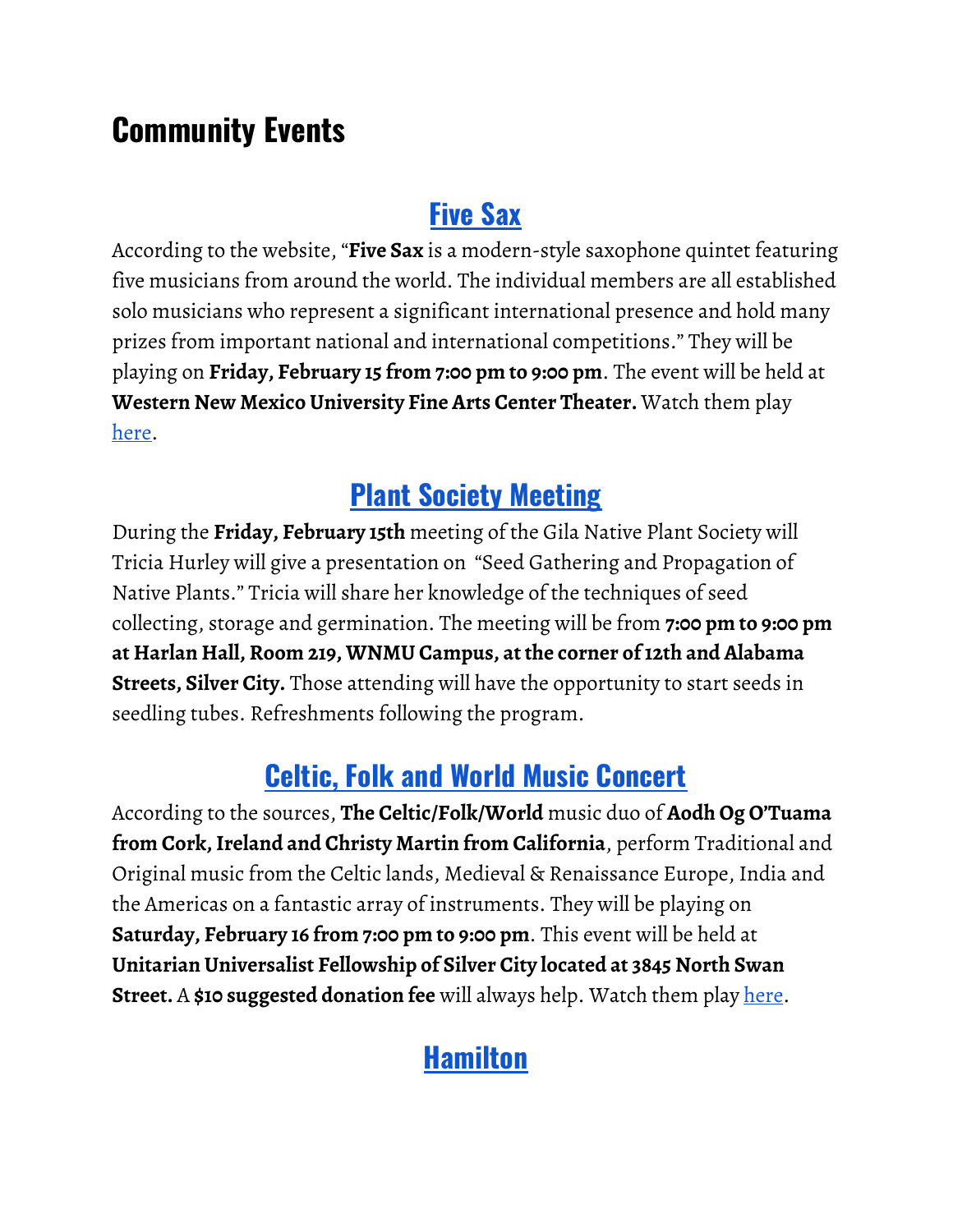# Community Events

## Five Sax

According to the website, "**Five Sax** is a modern-style saxophone quintet featuring five musicians from around the world. The individual members are all established solo musicians who represent a significant international presence and hold many prizes from important national and international competitions." They will be playing on **Friday, February 15 from 7:00 pm to 9:00 pm**. The event will be held at **Western New Mexico University Fine Arts Center Theater.** Watch them play here.

## Plant Society Meeting

During the **Friday, February 15th** meeting of the Gila Native Plant Society will Tricia Hurley will give a presentation on "Seed Gathering and Propagation of Native Plants." Tricia will share her knowledge of the techniques of seed collecting, storage and germination. The meeting will be from **7:00 pm to 9:00 pm at Harlan Hall, Room 219, WNMU Campus, at the corner of 12th and Alabama Streets, Silver City.** Those attending will have the opportunity to start seeds in seedling tubes. Refreshments following the program.

## Celtic, Folk and World Music Concert

According to the sources, **The Celtic/Folk/World** music duo of **Aodh Og O'Tuama from Cork, Ireland and Christy Martin from California**, perform Traditional and Original music from the Celtic lands, Medieval & Renaissance Europe, India and the Americas on a fantastic array of instruments. They will be playing on **Saturday, February 16 from 7:00 pm to 9:00 pm**. This event will be held at **Unitarian Universalist Fellowship of Silver City located at 3845 North Swan Street.** A **$10 suggested donation fee** will always help. Watch them play here.

## Hamilton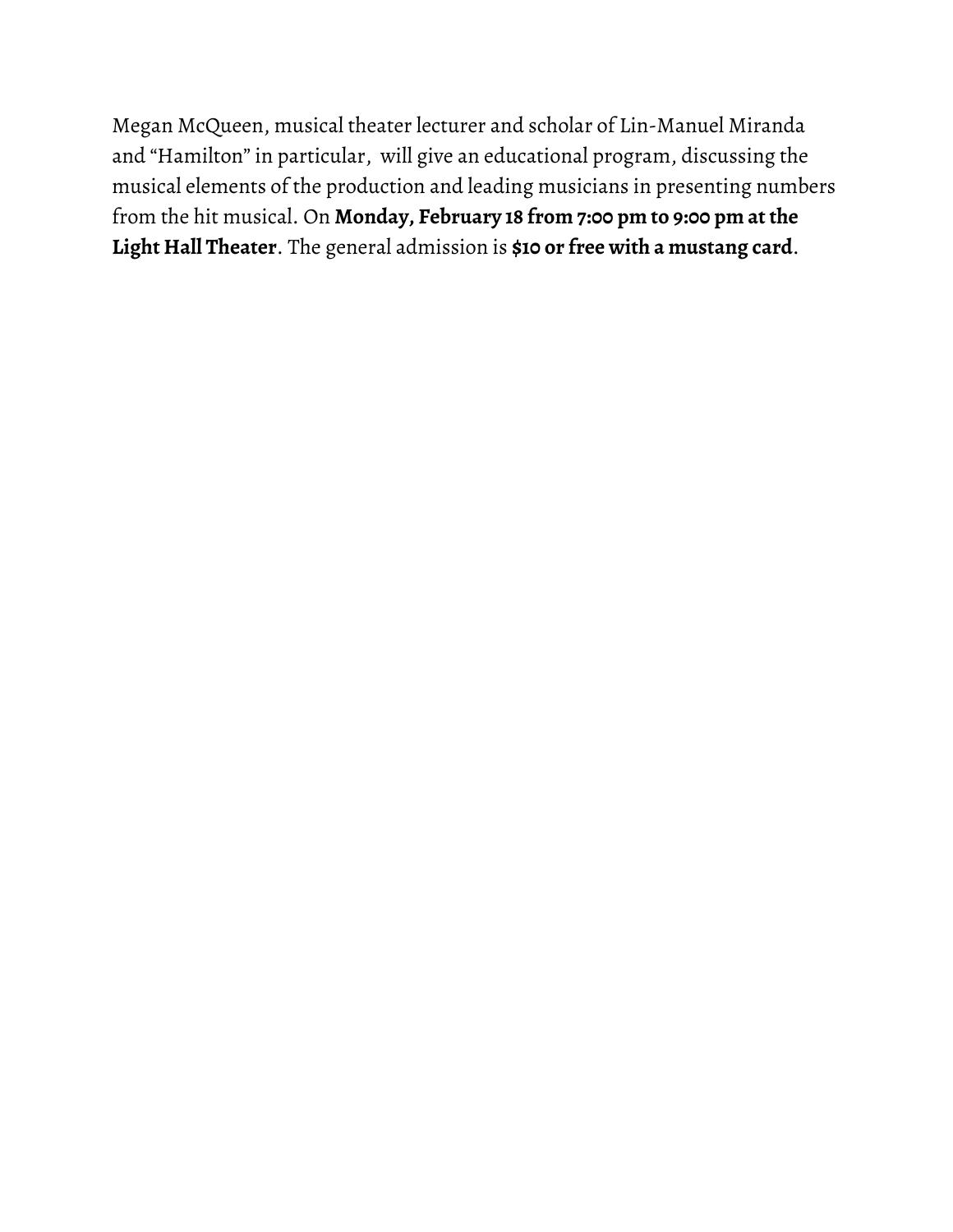Megan McQueen, musical theater lecturer and scholar of Lin-Manuel Miranda and "Hamilton" in particular, will give an educational program, discussing the musical elements of the production and leading musicians in presenting numbers from the hit musical. On **Monday, February 18 from 7:00 pm to 9:00 pm at the Light Hall Theater**. The general admission is **$10 or free with a mustang card**.